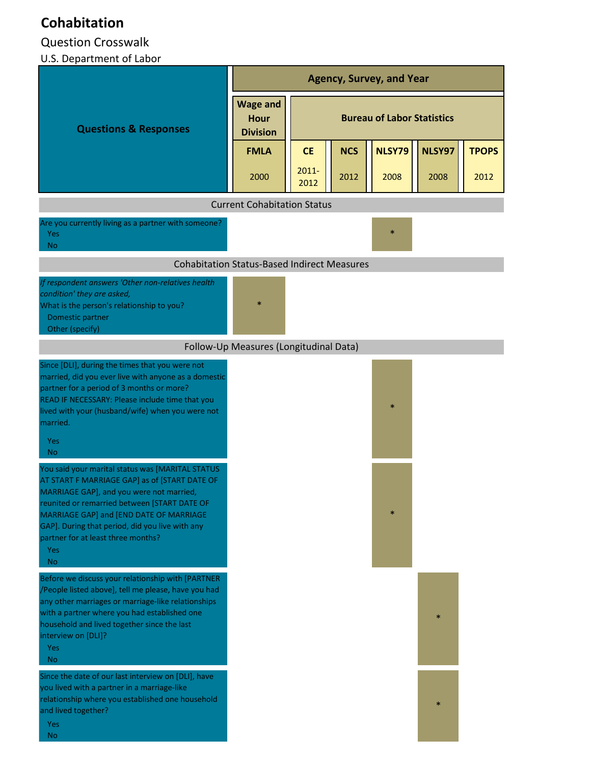# Cohabitation

Question Crosswalk

U.S. Department of Labor

| Questions & Responses | Wage and Hour Division | Bureau of Labor Statistics | | | | |
|---|---|---|---|---|---|---|
| | FMLA 2000 | CE 2011-2012 | NCS 2012 | NLSY79 2008 | NLSY97 2008 | TPOPS 2012 |
| **Current Cohabitation Status** | | | | | | |
| Are you currently living as a partner with someone?<br>Yes<br>No | | | | * | | |
| **Cohabitation Status-Based Indirect Measures** | | | | | | |
| *If respondent answers 'Other non-relatives health condition' they are asked,*<br>What is the person's relationship to you?<br>Domestic partner<br>Other (specify) | * | | | | | |
| **Follow-Up Measures (Longitudinal Data)** | | | | | | |
| Since [DLI], during the times that you were not married, did you ever live with anyone as a domestic partner for a period of 3 months or more?<br>READ IF NECESSARY: Please include time that you lived with your (husband/wife) when you were not married.<br>Yes<br>No | | | | * | | |
| You said your marital status was [MARITAL STATUS AT START F MARRIAGE GAP] as of [START DATE OF MARRIAGE GAP], and you were not married, reunited or remarried between [START DATE OF MARRIAGE GAP] and [END DATE OF MARRIAGE GAP]. During that period, did you live with any partner for at least three months?<br>Yes<br>No | | | | * | | |
| Before we discuss your relationship with [PARTNER /People listed above], tell me please, have you had any other marriages or marriage-like relationships with a partner where you had established one household and lived together since the last interview on [DLI]?<br>Yes<br>No | | | | | * | |
| Since the date of our last interview on [DLI], have you lived with a partner in a marriage-like relationship where you established one household and lived together?<br>Yes<br>No | | | | | * | |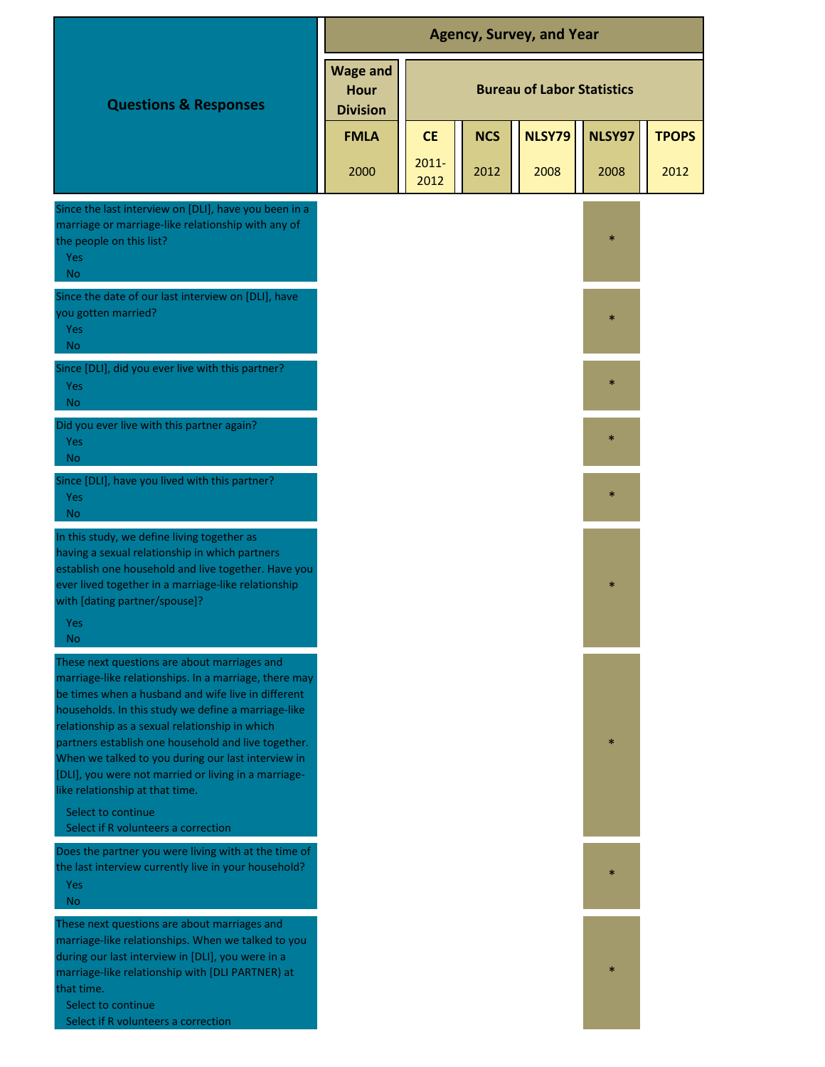| Questions & Responses | Agency, Survey, and Year | | | | | |
|---|---|---|---|---|---|---|
| | Wage and Hour Division | Bureau of Labor Statistics | | | | |
| | FMLA 2000 | CE 2011-2012 | NCS 2012 | NLSY79 2008 | NLSY97 2008 | TPOPS 2012 |
| Since the last interview on [DLI], have you been in a marriage or marriage-like relationship with any of the people on this list?<br>Yes<br>No | | | | | * | |
| Since the date of our last interview on [DLI], have you gotten married?<br>Yes<br>No | | | | | * | |
| Since [DLI], did you ever live with this partner?<br>Yes<br>No | | | | | * | |
| Did you ever live with this partner again?<br>Yes<br>No | | | | | * | |
| Since [DLI], have you lived with this partner?<br>Yes<br>No | | | | | * | |
| In this study, we define living together as having a sexual relationship in which partners establish one household and live together. Have you ever lived together in a marriage-like relationship with [dating partner/spouse]?<br>Yes<br>No | | | | | * | |
| These next questions are about marriages and marriage-like relationships. In a marriage, there may be times when a husband and wife live in different households. In this study we define a marriage-like relationship as a sexual relationship in which partners establish one household and live together. When we talked to you during our last interview in [DLI], you were not married or living in a marriage-like relationship at that time.<br>Select to continue<br>Select if R volunteers a correction | | | | | * | |
| Does the partner you were living with at the time of the last interview currently live in your household?<br>Yes<br>No | | | | | * | |
| These next questions are about marriages and marriage-like relationships. When we talked to you during our last interview in [DLI], you were in a marriage-like relationship with [DLI PARTNER) at that time.<br>Select to continue<br>Select if R volunteers a correction | | | | | * | |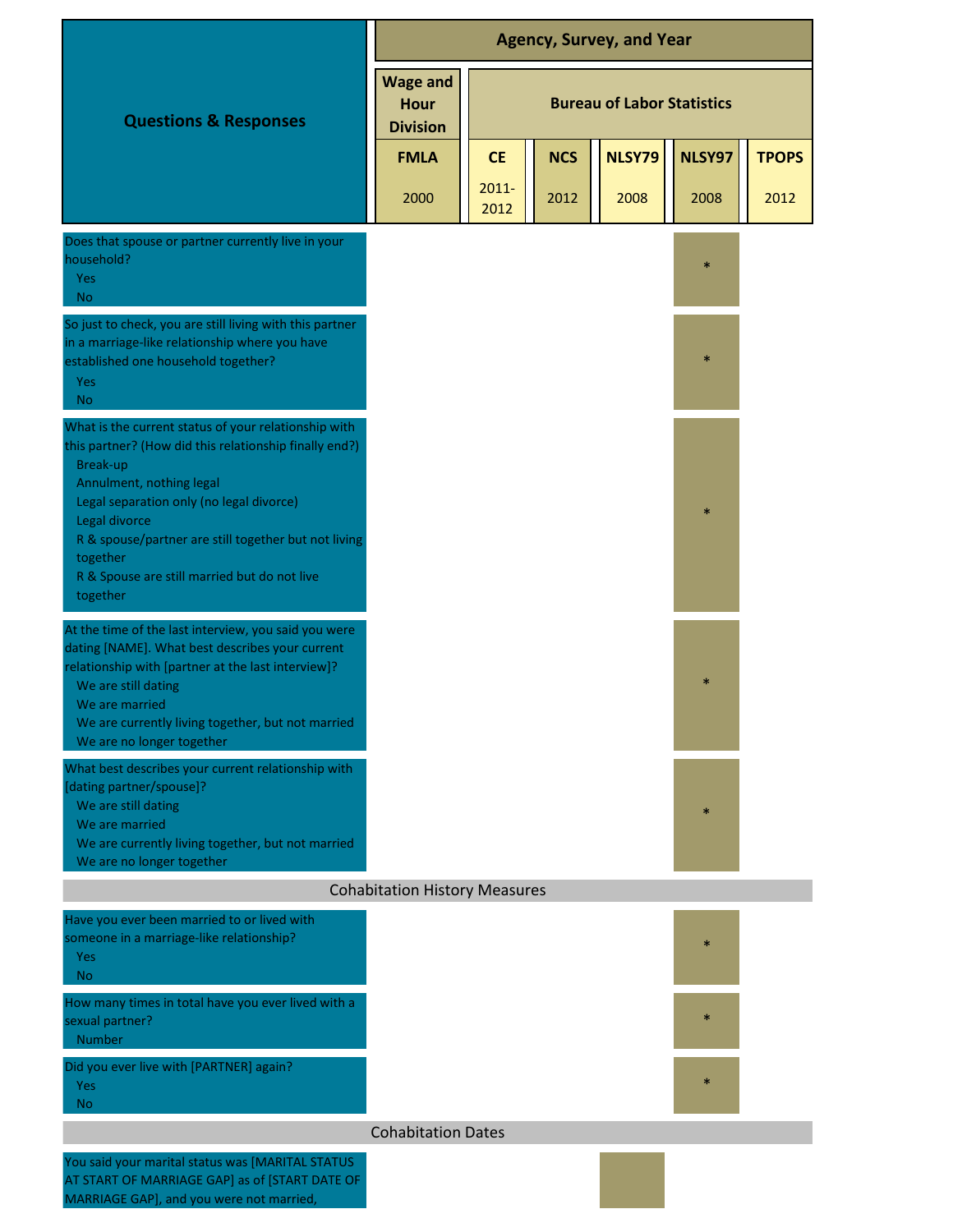| Questions & Responses | Agency, Survey, and Year | | | | | |
|---|---|---|---|---|---|---|
| | Wage and Hour Division | Bureau of Labor Statistics | | | | |
| | FMLA 2000 | CE 2011-2012 | NCS 2012 | NLSY79 2008 | NLSY97 2008 | TPOPS 2012 |
| Does that spouse or partner currently live in your household?<br>Yes<br>No | | | | | * | |
| So just to check, you are still living with this partner in a marriage-like relationship where you have established one household together?<br>Yes<br>No | | | | | * | |
| What is the current status of your relationship with this partner? (How did this relationship finally end?)<br>Break-up<br>Annulment, nothing legal<br>Legal separation only (no legal divorce)<br>Legal divorce<br>R & spouse/partner are still together but not living together<br>R & Spouse are still married but do not live together | | | | | * | |
| At the time of the last interview, you said you were dating [NAME]. What best describes your current relationship with [partner at the last interview]?<br>We are still dating<br>We are married<br>We are currently living together, but not married<br>We are no longer together | | | | | * | |
| What best describes your current relationship with [dating partner/spouse]?<br>We are still dating<br>We are married<br>We are currently living together, but not married<br>We are no longer together | | | | | * | |
| **Cohabitation History Measures** | | | | | | |
| Have you ever been married to or lived with someone in a marriage-like relationship?<br>Yes<br>No | | | | | * | |
| How many times in total have you ever lived with a sexual partner?<br>Number | | | | | * | |
| Did you ever live with [PARTNER] again?<br>Yes<br>No | | | | | * | |
| **Cohabitation Dates** | | | | | | |
| You said your marital status was [MARITAL STATUS AT START OF MARRIAGE GAP] as of [START DATE OF MARRIAGE GAP], and you were not married, | | | | | | |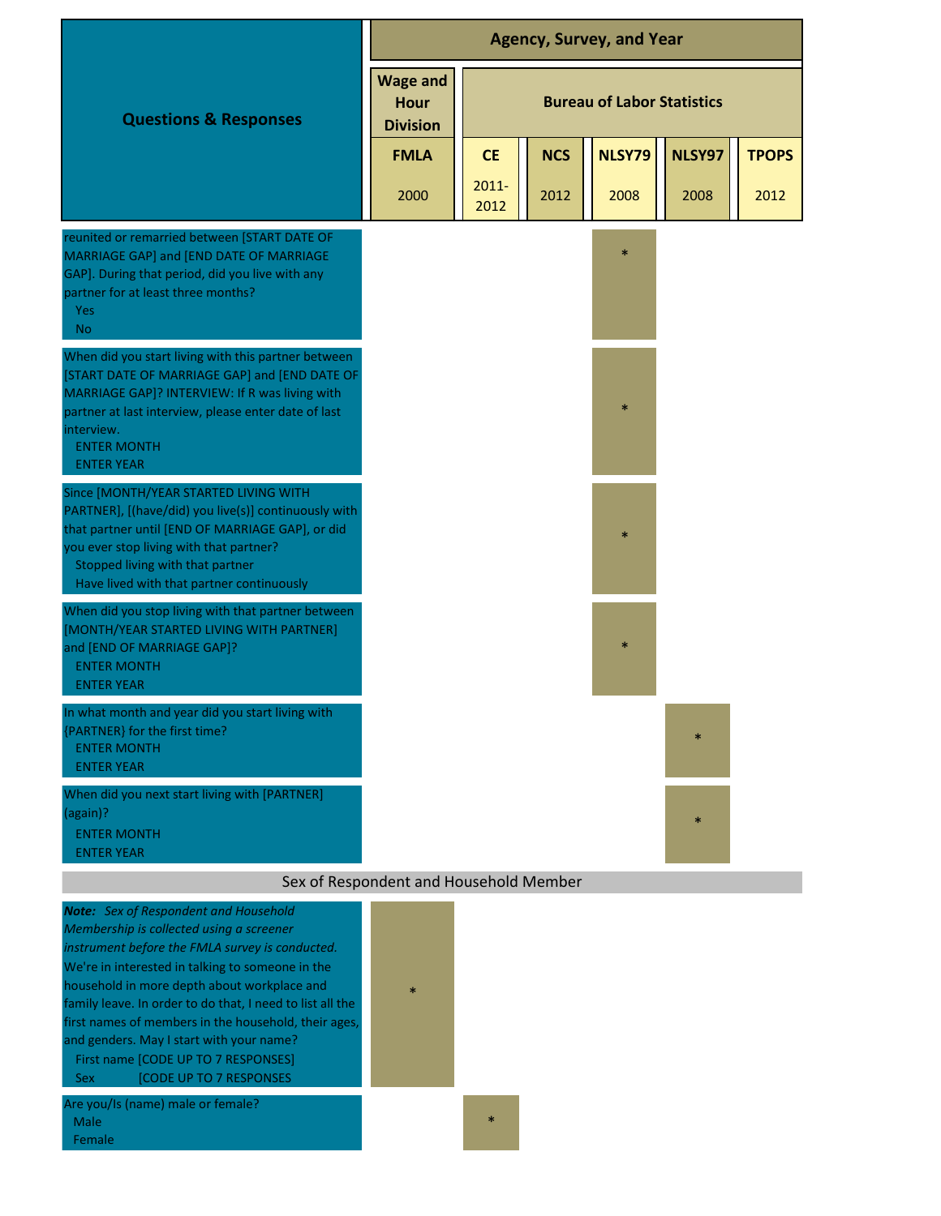| Questions & Responses | Agency, Survey, and Year | | | | | |
|---|---|---|---|---|---|---|
| | Wage and Hour Division | Bureau of Labor Statistics | | | | |
| | FMLA 2000 | CE 2011-2012 | NCS 2012 | NLSY79 2008 | NLSY97 2008 | TPOPS 2012 |
| reunited or remarried between [START DATE OF MARRIAGE GAP] and [END DATE OF MARRIAGE GAP]. During that period, did you live with any partner for at least three months?<br>Yes<br>No | | | | * | | |
| When did you start living with this partner between [START DATE OF MARRIAGE GAP] and [END DATE OF MARRIAGE GAP]? INTERVIEW: If R was living with partner at last interview, please enter date of last interview.<br>ENTER MONTH<br>ENTER YEAR | | | | * | | |
| Since [MONTH/YEAR STARTED LIVING WITH PARTNER], [(have/did) you live(s)] continuously with that partner until [END OF MARRIAGE GAP], or did you ever stop living with that partner?<br>Stopped living with that partner<br>Have lived with that partner continuously | | | | * | | |
| When did you stop living with that partner between [MONTH/YEAR STARTED LIVING WITH PARTNER] and [END OF MARRIAGE GAP]?<br>ENTER MONTH<br>ENTER YEAR | | | | * | | |
| In what month and year did you start living with {PARTNER} for the first time?<br>ENTER MONTH<br>ENTER YEAR | | | | | * | |
| When did you next start living with [PARTNER] (again)?<br>ENTER MONTH<br>ENTER YEAR | | | | | * | |
| **Sex of Respondent and Household Member** | | | | | | |
| ***Note:*** *Sex of Respondent and Household Membership is collected using a screener instrument before the FMLA survey is conducted.* We're in interested in talking to someone in the household in more depth about workplace and family leave. In order to do that, I need to list all the first names of members in the household, their ages, and genders. May I start with your name?<br>First name [CODE UP TO 7 RESPONSES]<br>Sex [CODE UP TO 7 RESPONSES | * | | | | | |
| Are you/Is (name) male or female?<br>Male<br>Female | | * | | | | |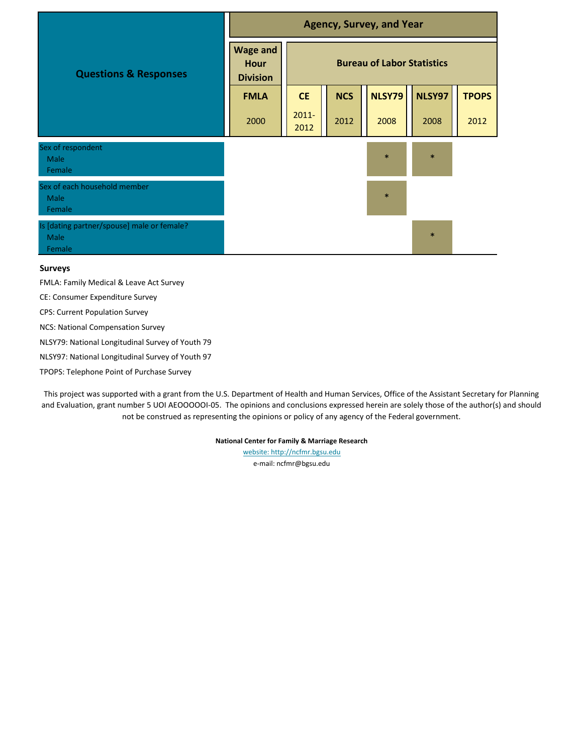| Questions & Responses | Agency, Survey, and Year | | | | | |
|---|---|---|---|---|---|---|
| | Wage and Hour Division | Bureau of Labor Statistics | | | | |
| | FMLA 2000 | CE 2011-2012 | NCS 2012 | NLSY79 2008 | NLSY97 2008 | TPOPS 2012 |
| Sex of respondent<br>Male<br>Female | | | | * | * | |
| Sex of each household member<br>Male<br>Female | | | | * | | |
| Is [dating partner/spouse] male or female?<br>Male<br>Female | | | | | * | |

**Surveys**

FMLA: Family Medical & Leave Act Survey

CE: Consumer Expenditure Survey

CPS: Current Population Survey

NCS: National Compensation Survey

NLSY79: National Longitudinal Survey of Youth 79

NLSY97: National Longitudinal Survey of Youth 97

TPOPS: Telephone Point of Purchase Survey

This project was supported with a grant from the U.S. Department of Health and Human Services, Office of the Assistant Secretary for Planning and Evaluation, grant number 5 UOI AEOOOOOI-05. The opinions and conclusions expressed herein are solely those of the author(s) and should not be construed as representing the opinions or policy of any agency of the Federal government.

**National Center for Family & Marriage Research**

website: http://ncfmr.bgsu.edu

e-mail: ncfmr@bgsu.edu